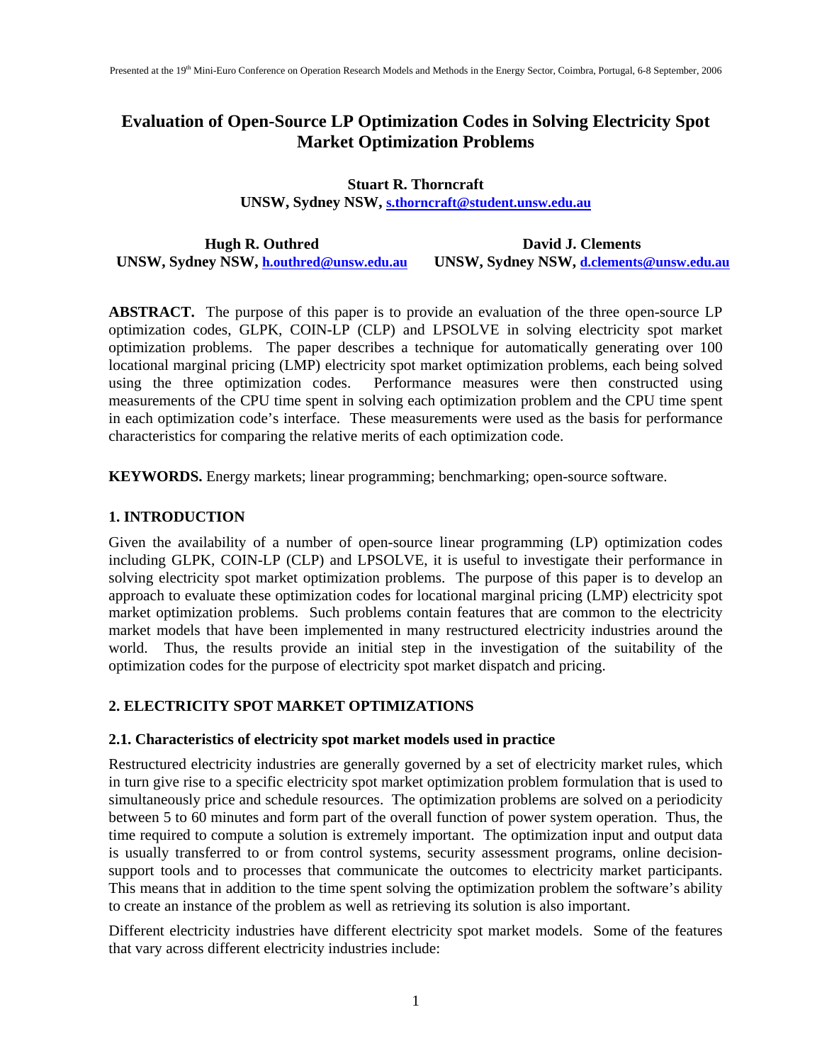# Evaluation of Open-Source LP Optimization Codes in Solving Electricity Spot Market Optimization Problems

**Stuart R. Thorncraft**
**UNSW, Sydney NSW, s.thorncraft@student.unsw.edu.au**

**Hugh R. Outhred**
**UNSW, Sydney NSW, h.outhred@unsw.edu.au**

**David J. Clements**
**UNSW, Sydney NSW, d.clements@unsw.edu.au**

**ABSTRACT.** The purpose of this paper is to provide an evaluation of the three open-source LP optimization codes, GLPK, COIN-LP (CLP) and LPSOLVE in solving electricity spot market optimization problems. The paper describes a technique for automatically generating over 100 locational marginal pricing (LMP) electricity spot market optimization problems, each being solved using the three optimization codes. Performance measures were then constructed using measurements of the CPU time spent in solving each optimization problem and the CPU time spent in each optimization code's interface. These measurements were used as the basis for performance characteristics for comparing the relative merits of each optimization code.

**KEYWORDS.** Energy markets; linear programming; benchmarking; open-source software.

## 1. INTRODUCTION

Given the availability of a number of open-source linear programming (LP) optimization codes including GLPK, COIN-LP (CLP) and LPSOLVE, it is useful to investigate their performance in solving electricity spot market optimization problems. The purpose of this paper is to develop an approach to evaluate these optimization codes for locational marginal pricing (LMP) electricity spot market optimization problems. Such problems contain features that are common to the electricity market models that have been implemented in many restructured electricity industries around the world. Thus, the results provide an initial step in the investigation of the suitability of the optimization codes for the purpose of electricity spot market dispatch and pricing.

## 2. ELECTRICITY SPOT MARKET OPTIMIZATIONS

### 2.1. Characteristics of electricity spot market models used in practice

Restructured electricity industries are generally governed by a set of electricity market rules, which in turn give rise to a specific electricity spot market optimization problem formulation that is used to simultaneously price and schedule resources. The optimization problems are solved on a periodicity between 5 to 60 minutes and form part of the overall function of power system operation. Thus, the time required to compute a solution is extremely important. The optimization input and output data is usually transferred to or from control systems, security assessment programs, online decision-support tools and to processes that communicate the outcomes to electricity market participants. This means that in addition to the time spent solving the optimization problem the software's ability to create an instance of the problem as well as retrieving its solution is also important.

Different electricity industries have different electricity spot market models. Some of the features that vary across different electricity industries include: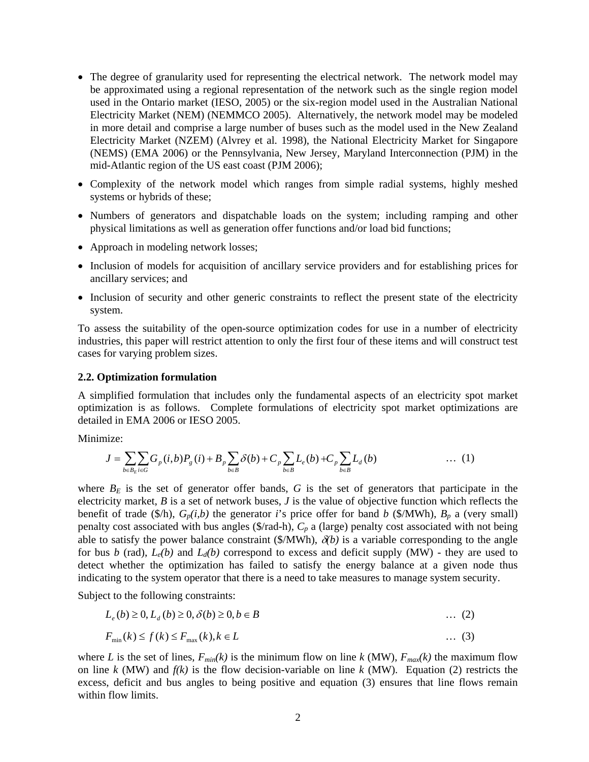- The degree of granularity used for representing the electrical network. The network model may be approximated using a regional representation of the network such as the single region model used in the Ontario market (IESO, 2005) or the six-region model used in the Australian National Electricity Market (NEM) (NEMMCO 2005). Alternatively, the network model may be modeled in more detail and comprise a large number of buses such as the model used in the New Zealand Electricity Market (NZEM) (Alvrey et al. 1998), the National Electricity Market for Singapore (NEMS) (EMA 2006) or the Pennsylvania, New Jersey, Maryland Interconnection (PJM) in the mid-Atlantic region of the US east coast (PJM 2006);
- Complexity of the network model which ranges from simple radial systems, highly meshed systems or hybrids of these;
- Numbers of generators and dispatchable loads on the system; including ramping and other physical limitations as well as generation offer functions and/or load bid functions;
- Approach in modeling network losses;
- Inclusion of models for acquisition of ancillary service providers and for establishing prices for ancillary services; and
- Inclusion of security and other generic constraints to reflect the present state of the electricity system.

To assess the suitability of the open-source optimization codes for use in a number of electricity industries, this paper will restrict attention to only the first four of these items and will construct test cases for varying problem sizes.

### 2.2. Optimization formulation

A simplified formulation that includes only the fundamental aspects of an electricity spot market optimization is as follows. Complete formulations of electricity spot market optimizations are detailed in EMA 2006 or IESO 2005.

Minimize:

$$J = \sum_{b \in B_E} \sum_{i \in G} G_p(i,b) P_g(i) + B_p \sum_{b \in B} \delta(b) + C_p \sum_{b \in B} L_e(b) + C_p \sum_{b \in B} L_d(b) \qquad \ldots \ (1)$$

where $B_E$ is the set of generator offer bands, $G$ is the set of generators that participate in the electricity market, $B$ is a set of network buses, $J$ is the value of objective function which reflects the benefit of trade (\$/h), $G_p(i,b)$ the generator $i$'s price offer for band $b$ (\$/MWh), $B_p$ a (very small) penalty cost associated with bus angles (\$/rad-h), $C_p$ a (large) penalty cost associated with not being able to satisfy the power balance constraint (\$/MWh), $\delta(b)$ is a variable corresponding to the angle for bus $b$ (rad), $L_e(b)$ and $L_d(b)$ correspond to excess and deficit supply (MW) - they are used to detect whether the optimization has failed to satisfy the energy balance at a given node thus indicating to the system operator that there is a need to take measures to manage system security.

Subject to the following constraints:

$$L_e(b) \geq 0, L_d(b) \geq 0, \delta(b) \geq 0, b \in B \qquad \ldots \ (2)$$

$$F_{\min}(k) \leq f(k) \leq F_{\max}(k), k \in L \qquad \ldots \ (3)$$

where $L$ is the set of lines, $F_{min}(k)$ is the minimum flow on line $k$ (MW), $F_{max}(k)$ the maximum flow on line $k$ (MW) and $f(k)$ is the flow decision-variable on line $k$ (MW). Equation (2) restricts the excess, deficit and bus angles to being positive and equation (3) ensures that line flows remain within flow limits.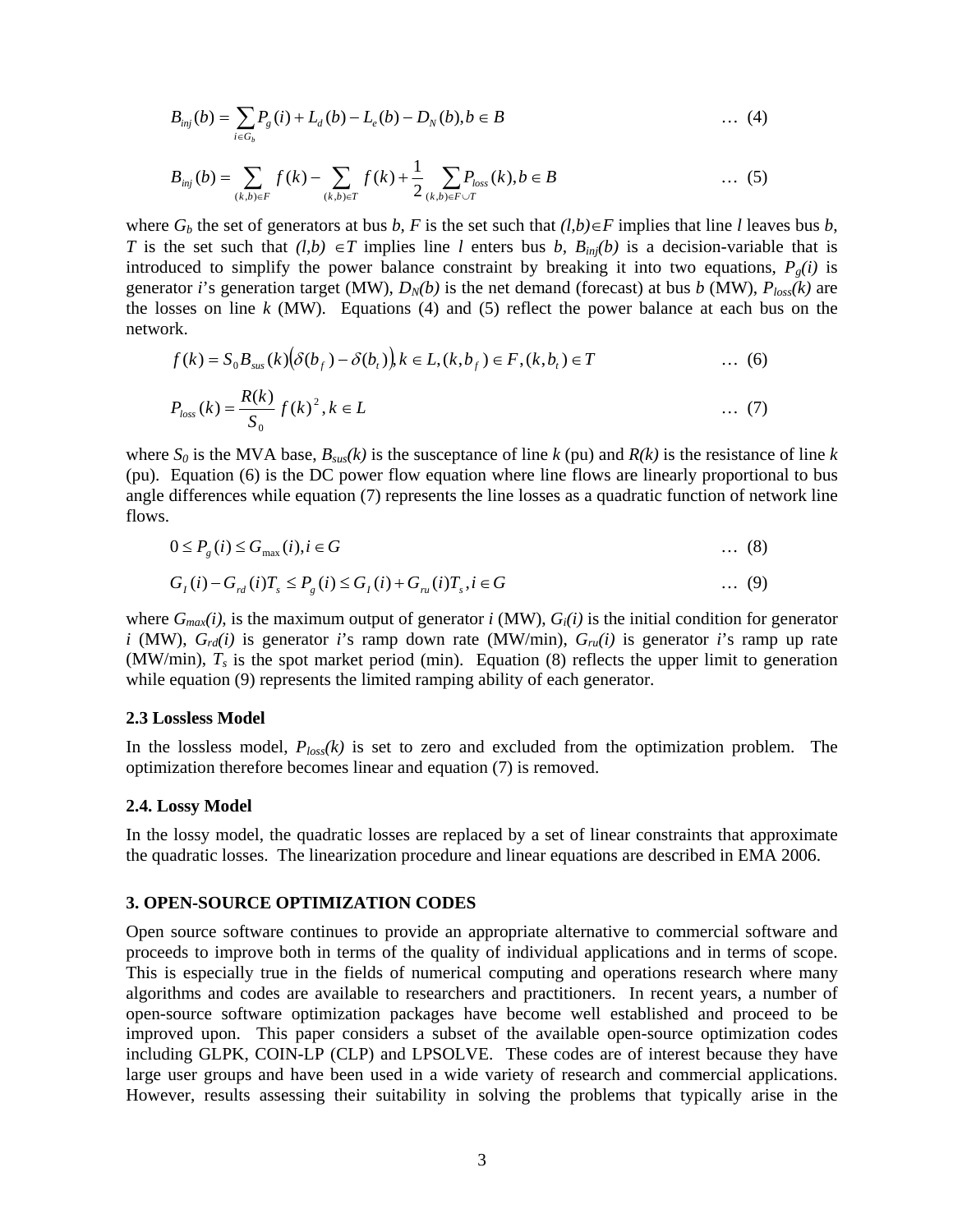$$B_{inj}(b) = \sum_{i \in G_b} P_g(i) + L_d(b) - L_e(b) - D_N(b), b \in B \quad \ldots \text{ (4)}$$

$$B_{inj}(b) = \sum_{(k,b) \in F} f(k) - \sum_{(k,b) \in T} f(k) + \frac{1}{2} \sum_{(k,b) \in F \cup T} P_{loss}(k), b \in B \quad \ldots \text{ (5)}$$

where $G_b$ the set of generators at bus $b$, $F$ is the set such that $(l,b) \in F$ implies that line $l$ leaves bus $b$, $T$ is the set such that $(l,b) \in T$ implies line $l$ enters bus $b$, $B_{inj}(b)$ is a decision-variable that is introduced to simplify the power balance constraint by breaking it into two equations, $P_g(i)$ is generator $i$'s generation target (MW), $D_N(b)$ is the net demand (forecast) at bus $b$ (MW), $P_{loss}(k)$ are the losses on line $k$ (MW). Equations (4) and (5) reflect the power balance at each bus on the network.

$$f(k) = S_0 B_{sus}(k)\left(\delta(b_f) - \delta(b_t)\right), k \in L, (k,b_f) \in F, (k,b_t) \in T \quad \ldots \text{ (6)}$$

$$P_{loss}(k) = \frac{R(k)}{S_0} f(k)^2, k \in L \quad \ldots \text{ (7)}$$

where $S_0$ is the MVA base, $B_{sus}(k)$ is the susceptance of line $k$ (pu) and $R(k)$ is the resistance of line $k$ (pu). Equation (6) is the DC power flow equation where line flows are linearly proportional to bus angle differences while equation (7) represents the line losses as a quadratic function of network line flows.

$$0 \le P_g(i) \le G_{max}(i), i \in G \quad \ldots \text{ (8)}$$

$$G_I(i) - G_{rd}(i)T_s \le P_g(i) \le G_I(i) + G_{ru}(i)T_s, i \in G \quad \ldots \text{ (9)}$$

where $G_{max}(i)$, is the maximum output of generator $i$ (MW), $G_I(i)$ is the initial condition for generator $i$ (MW), $G_{rd}(i)$ is generator $i$'s ramp down rate (MW/min), $G_{ru}(i)$ is generator $i$'s ramp up rate (MW/min), $T_s$ is the spot market period (min). Equation (8) reflects the upper limit to generation while equation (9) represents the limited ramping ability of each generator.

### 2.3 Lossless Model

In the lossless model, $P_{loss}(k)$ is set to zero and excluded from the optimization problem. The optimization therefore becomes linear and equation (7) is removed.

### 2.4. Lossy Model

In the lossy model, the quadratic losses are replaced by a set of linear constraints that approximate the quadratic losses. The linearization procedure and linear equations are described in EMA 2006.

## 3. OPEN-SOURCE OPTIMIZATION CODES

Open source software continues to provide an appropriate alternative to commercial software and proceeds to improve both in terms of the quality of individual applications and in terms of scope. This is especially true in the fields of numerical computing and operations research where many algorithms and codes are available to researchers and practitioners. In recent years, a number of open-source software optimization packages have become well established and proceed to be improved upon. This paper considers a subset of the available open-source optimization codes including GLPK, COIN-LP (CLP) and LPSOLVE. These codes are of interest because they have large user groups and have been used in a wide variety of research and commercial applications. However, results assessing their suitability in solving the problems that typically arise in the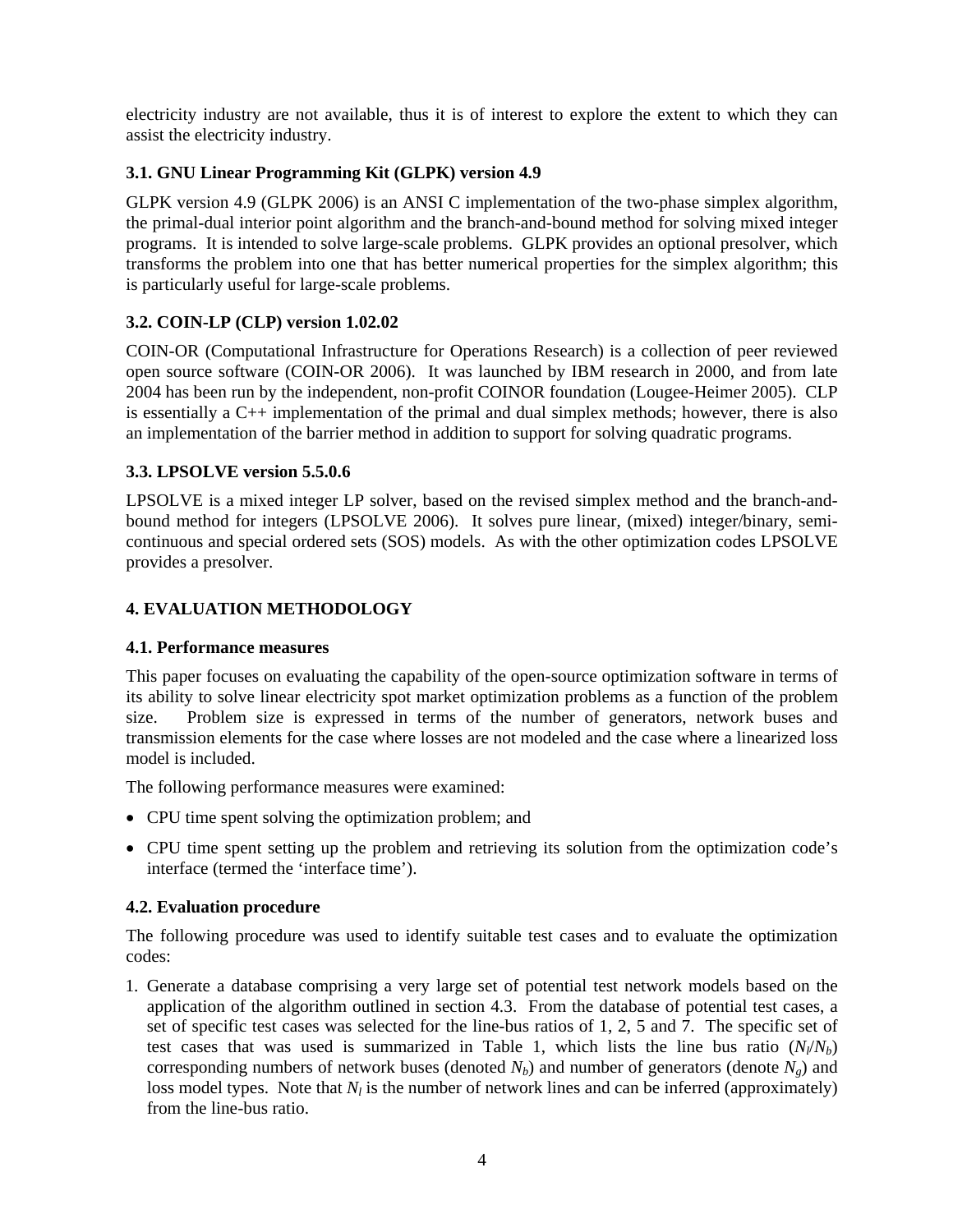electricity industry are not available, thus it is of interest to explore the extent to which they can assist the electricity industry.

### 3.1. GNU Linear Programming Kit (GLPK) version 4.9

GLPK version 4.9 (GLPK 2006) is an ANSI C implementation of the two-phase simplex algorithm, the primal-dual interior point algorithm and the branch-and-bound method for solving mixed integer programs. It is intended to solve large-scale problems. GLPK provides an optional presolver, which transforms the problem into one that has better numerical properties for the simplex algorithm; this is particularly useful for large-scale problems.

### 3.2. COIN-LP (CLP) version 1.02.02

COIN-OR (Computational Infrastructure for Operations Research) is a collection of peer reviewed open source software (COIN-OR 2006). It was launched by IBM research in 2000, and from late 2004 has been run by the independent, non-profit COINOR foundation (Lougee-Heimer 2005). CLP is essentially a C++ implementation of the primal and dual simplex methods; however, there is also an implementation of the barrier method in addition to support for solving quadratic programs.

### 3.3. LPSOLVE version 5.5.0.6

LPSOLVE is a mixed integer LP solver, based on the revised simplex method and the branch-and-bound method for integers (LPSOLVE 2006). It solves pure linear, (mixed) integer/binary, semi-continuous and special ordered sets (SOS) models. As with the other optimization codes LPSOLVE provides a presolver.

## 4. EVALUATION METHODOLOGY

### 4.1. Performance measures

This paper focuses on evaluating the capability of the open-source optimization software in terms of its ability to solve linear electricity spot market optimization problems as a function of the problem size. Problem size is expressed in terms of the number of generators, network buses and transmission elements for the case where losses are not modeled and the case where a linearized loss model is included.

The following performance measures were examined:

- CPU time spent solving the optimization problem; and
- CPU time spent setting up the problem and retrieving its solution from the optimization code's interface (termed the 'interface time').

### 4.2. Evaluation procedure

The following procedure was used to identify suitable test cases and to evaluate the optimization codes:

1. Generate a database comprising a very large set of potential test network models based on the application of the algorithm outlined in section 4.3. From the database of potential test cases, a set of specific test cases was selected for the line-bus ratios of 1, 2, 5 and 7. The specific set of test cases that was used is summarized in Table 1, which lists the line bus ratio ($N_l/N_b$) corresponding numbers of network buses (denoted $N_b$) and number of generators (denote $N_g$) and loss model types. Note that $N_l$ is the number of network lines and can be inferred (approximately) from the line-bus ratio.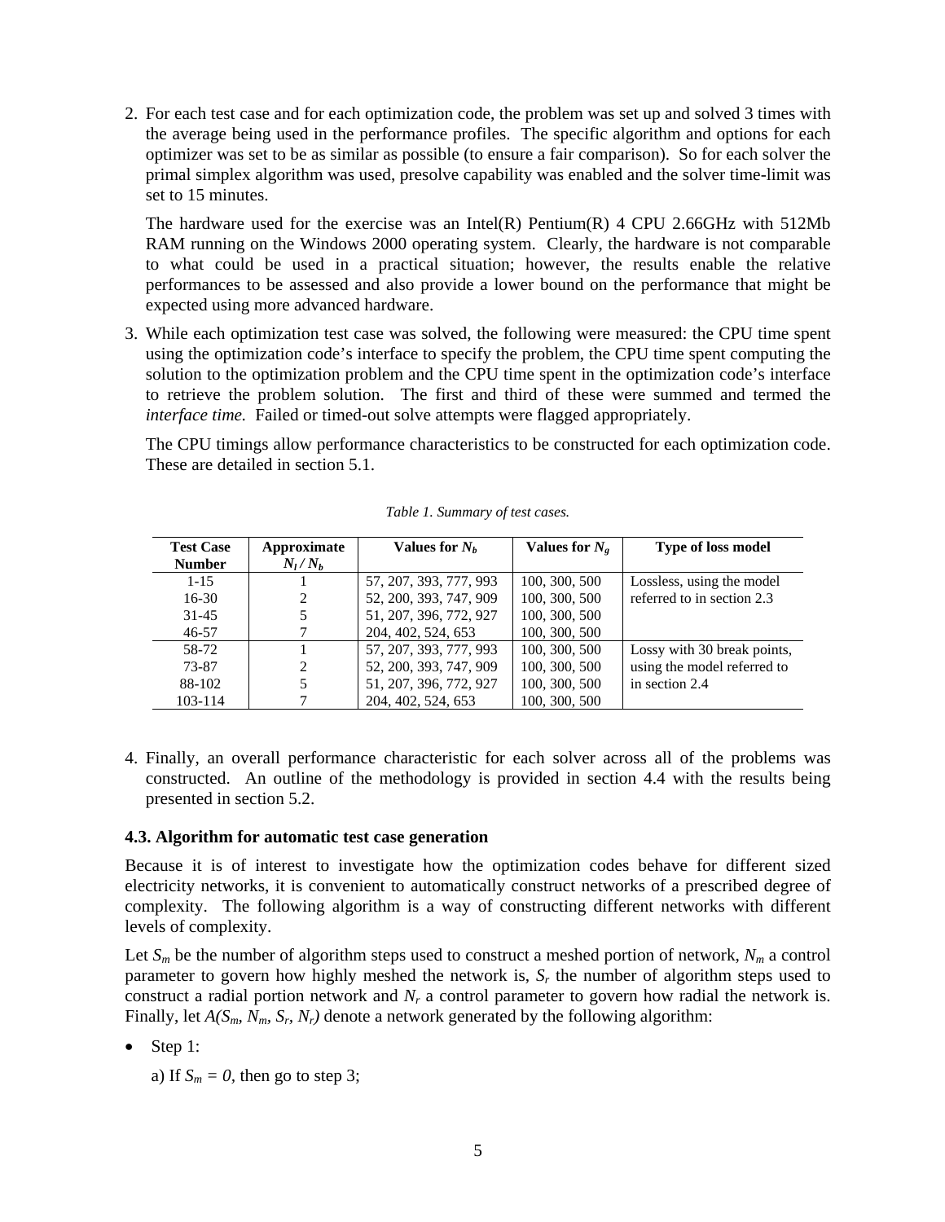2. For each test case and for each optimization code, the problem was set up and solved 3 times with the average being used in the performance profiles. The specific algorithm and options for each optimizer was set to be as similar as possible (to ensure a fair comparison). So for each solver the primal simplex algorithm was used, presolve capability was enabled and the solver time-limit was set to 15 minutes.

   The hardware used for the exercise was an Intel(R) Pentium(R) 4 CPU 2.66GHz with 512Mb RAM running on the Windows 2000 operating system. Clearly, the hardware is not comparable to what could be used in a practical situation; however, the results enable the relative performances to be assessed and also provide a lower bound on the performance that might be expected using more advanced hardware.

3. While each optimization test case was solved, the following were measured: the CPU time spent using the optimization code's interface to specify the problem, the CPU time spent computing the solution to the optimization problem and the CPU time spent in the optimization code's interface to retrieve the problem solution. The first and third of these were summed and termed the *interface time.* Failed or timed-out solve attempts were flagged appropriately.

   The CPU timings allow performance characteristics to be constructed for each optimization code. These are detailed in section 5.1.

*Table 1. Summary of test cases.*

| Test Case Number | Approximate $N_l / N_b$ | Values for $N_b$ | Values for $N_g$ | Type of loss model |
|---|---|---|---|---|
| 1-15 | 1 | 57, 207, 393, 777, 993 | 100, 300, 500 | Lossless, using the model |
| 16-30 | 2 | 52, 200, 393, 747, 909 | 100, 300, 500 | referred to in section 2.3 |
| 31-45 | 5 | 51, 207, 396, 772, 927 | 100, 300, 500 | |
| 46-57 | 7 | 204, 402, 524, 653 | 100, 300, 500 | |
| 58-72 | 1 | 57, 207, 393, 777, 993 | 100, 300, 500 | Lossy with 30 break points, |
| 73-87 | 2 | 52, 200, 393, 747, 909 | 100, 300, 500 | using the model referred to |
| 88-102 | 5 | 51, 207, 396, 772, 927 | 100, 300, 500 | in section 2.4 |
| 103-114 | 7 | 204, 402, 524, 653 | 100, 300, 500 | |

4. Finally, an overall performance characteristic for each solver across all of the problems was constructed. An outline of the methodology is provided in section 4.4 with the results being presented in section 5.2.

### 4.3. Algorithm for automatic test case generation

Because it is of interest to investigate how the optimization codes behave for different sized electricity networks, it is convenient to automatically construct networks of a prescribed degree of complexity. The following algorithm is a way of constructing different networks with different levels of complexity.

Let $S_m$ be the number of algorithm steps used to construct a meshed portion of network, $N_m$ a control parameter to govern how highly meshed the network is, $S_r$ the number of algorithm steps used to construct a radial portion network and $N_r$ a control parameter to govern how radial the network is. Finally, let $A(S_m, N_m, S_r, N_r)$ denote a network generated by the following algorithm:

- Step 1:

  a) If $S_m = 0$, then go to step 3;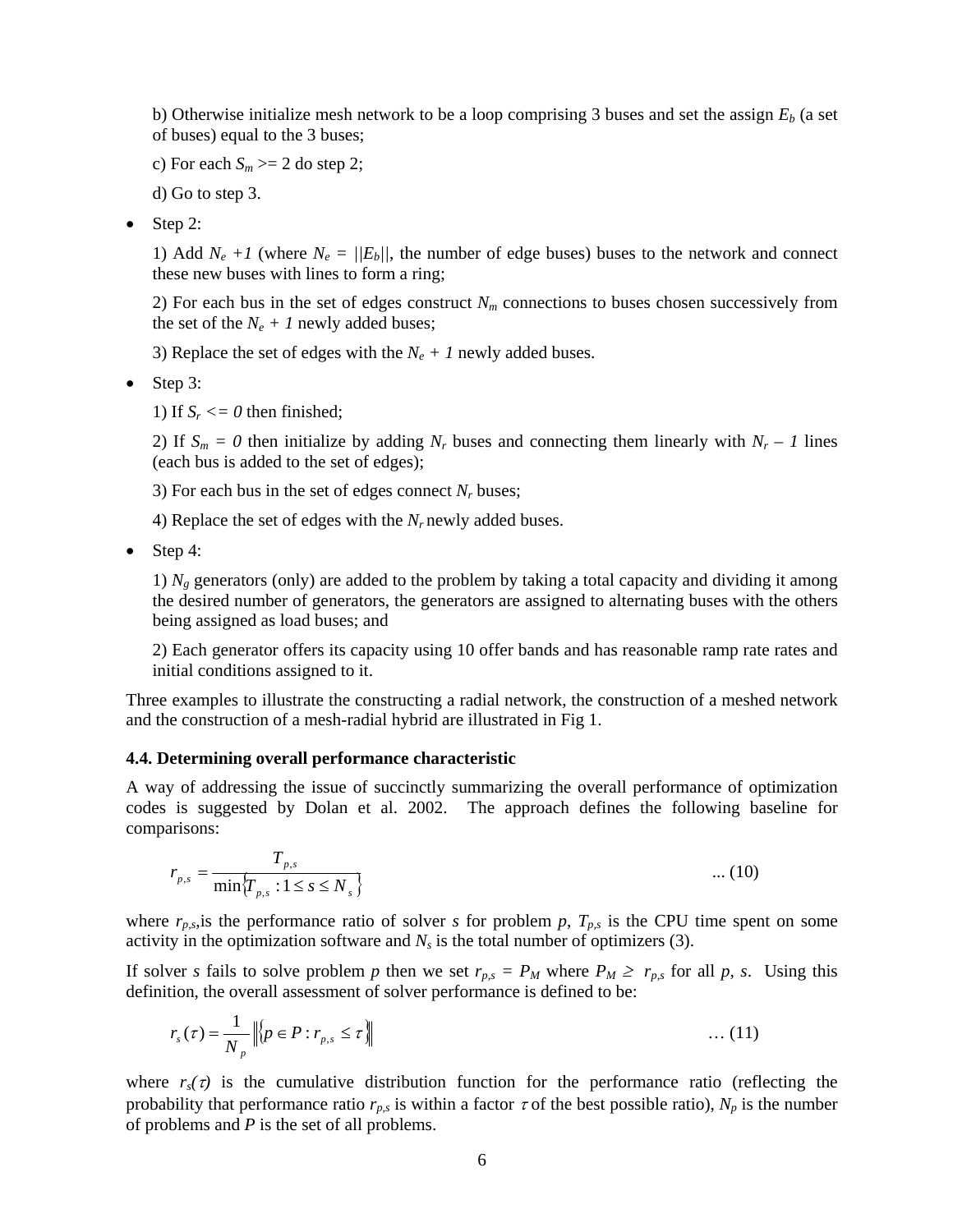b) Otherwise initialize mesh network to be a loop comprising 3 buses and set the assign $E_b$ (a set of buses) equal to the 3 buses;

c) For each $S_m >= 2$ do step 2;

d) Go to step 3.

- Step 2:

1) Add $N_e +1$ (where $N_e = ||E_b||$, the number of edge buses) buses to the network and connect these new buses with lines to form a ring;

2) For each bus in the set of edges construct $N_m$ connections to buses chosen successively from the set of the $N_e + 1$ newly added buses;

3) Replace the set of edges with the $N_e + 1$ newly added buses.

- Step 3:

1) If $S_r <= 0$ then finished;

2) If $S_m = 0$ then initialize by adding $N_r$ buses and connecting them linearly with $N_r – 1$ lines (each bus is added to the set of edges);

3) For each bus in the set of edges connect $N_r$ buses;

4) Replace the set of edges with the $N_r$ newly added buses.

- Step 4:

1) $N_g$ generators (only) are added to the problem by taking a total capacity and dividing it among the desired number of generators, the generators are assigned to alternating buses with the others being assigned as load buses; and

2) Each generator offers its capacity using 10 offer bands and has reasonable ramp rate rates and initial conditions assigned to it.

Three examples to illustrate the constructing a radial network, the construction of a meshed network and the construction of a mesh-radial hybrid are illustrated in Fig 1.

### 4.4. Determining overall performance characteristic

A way of addressing the issue of succinctly summarizing the overall performance of optimization codes is suggested by Dolan et al. 2002. The approach defines the following baseline for comparisons:

$$r_{p,s} = \frac{T_{p,s}}{\min\{T_{p,s} : 1 \le s \le N_s\}} \qquad \text{... (10)}$$

where $r_{p,s}$,is the performance ratio of solver $s$ for problem $p$, $T_{p,s}$ is the CPU time spent on some activity in the optimization software and $N_s$ is the total number of optimizers (3).

If solver $s$ fails to solve problem $p$ then we set $r_{p,s} = P_M$ where $P_M \ge r_{p,s}$ for all $p, s$. Using this definition, the overall assessment of solver performance is defined to be:

$$r_s(\tau) = \frac{1}{N_p} \left\| \{p \in P : r_{p,s} \le \tau\} \right\| \qquad \text{… (11)}$$

where $r_s(\tau)$ is the cumulative distribution function for the performance ratio (reflecting the probability that performance ratio $r_{p,s}$ is within a factor $\tau$ of the best possible ratio), $N_p$ is the number of problems and $P$ is the set of all problems.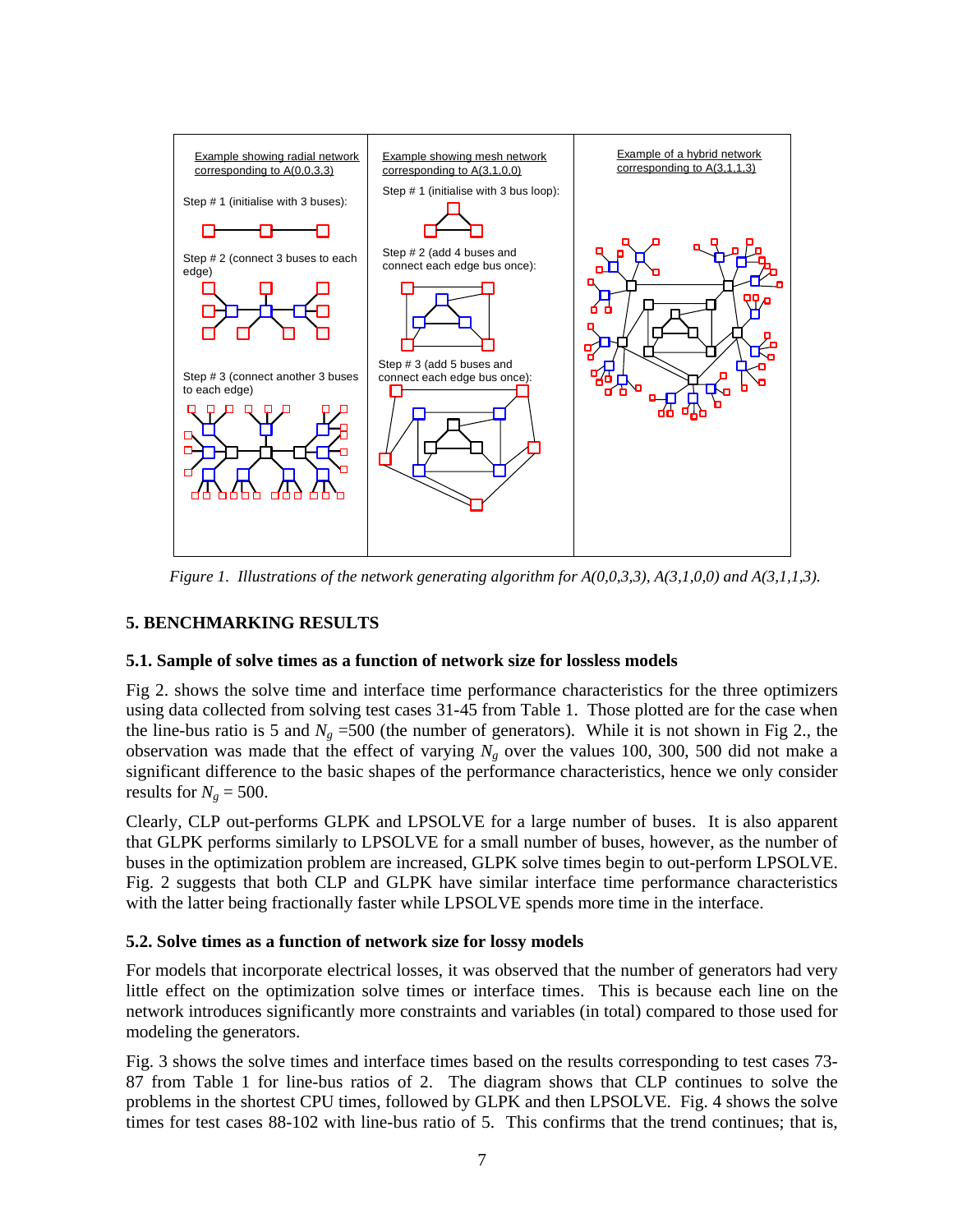Example showing radial network corresponding to A(0,0,3,3)

Step # 1 (initialise with 3 buses):

Step # 2 (connect 3 buses to each edge)

Step # 3 (connect another 3 buses to each edge)

Example showing mesh network corresponding to A(3,1,0,0)

Step # 1 (initialise with 3 bus loop):

Step # 2 (add 4 buses and connect each edge bus once):

Step # 3 (add 5 buses and connect each edge bus once):

Example of a hybrid network corresponding to A(3,1,1,3)

*Figure 1. Illustrations of the network generating algorithm for A(0,0,3,3), A(3,1,0,0) and A(3,1,1,3).*

## 5. BENCHMARKING RESULTS

### 5.1. Sample of solve times as a function of network size for lossless models

Fig 2. shows the solve time and interface time performance characteristics for the three optimizers using data collected from solving test cases 31-45 from Table 1. Those plotted are for the case when the line-bus ratio is 5 and $N_g$ =500 (the number of generators). While it is not shown in Fig 2., the observation was made that the effect of varying $N_g$ over the values 100, 300, 500 did not make a significant difference to the basic shapes of the performance characteristics, hence we only consider results for $N_g$ = 500.

Clearly, CLP out-performs GLPK and LPSOLVE for a large number of buses. It is also apparent that GLPK performs similarly to LPSOLVE for a small number of buses, however, as the number of buses in the optimization problem are increased, GLPK solve times begin to out-perform LPSOLVE. Fig. 2 suggests that both CLP and GLPK have similar interface time performance characteristics with the latter being fractionally faster while LPSOLVE spends more time in the interface.

### 5.2. Solve times as a function of network size for lossy models

For models that incorporate electrical losses, it was observed that the number of generators had very little effect on the optimization solve times or interface times. This is because each line on the network introduces significantly more constraints and variables (in total) compared to those used for modeling the generators.

Fig. 3 shows the solve times and interface times based on the results corresponding to test cases 73-87 from Table 1 for line-bus ratios of 2. The diagram shows that CLP continues to solve the problems in the shortest CPU times, followed by GLPK and then LPSOLVE. Fig. 4 shows the solve times for test cases 88-102 with line-bus ratio of 5. This confirms that the trend continues; that is,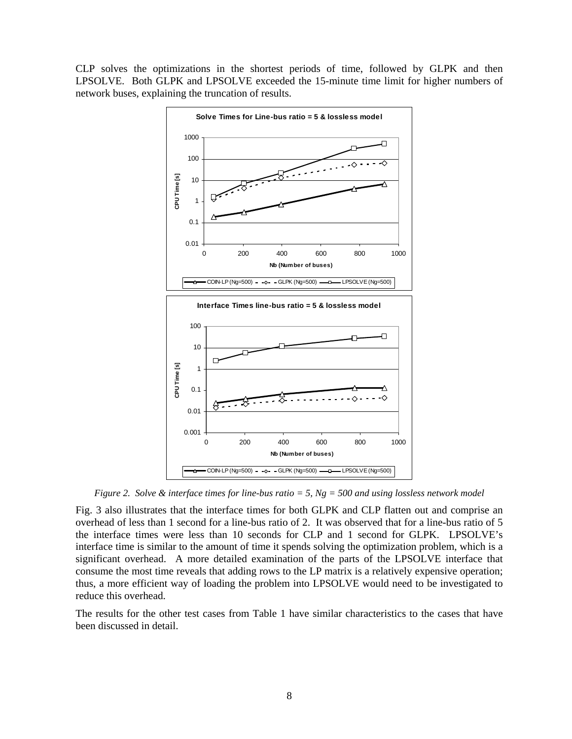CLP solves the optimizations in the shortest periods of time, followed by GLPK and then LPSOLVE. Both GLPK and LPSOLVE exceeded the 15-minute time limit for higher numbers of network buses, explaining the truncation of results.

*Figure 2. Solve & interface times for line-bus ratio = 5, Ng = 500 and using lossless network model*

Fig. 3 also illustrates that the interface times for both GLPK and CLP flatten out and comprise an overhead of less than 1 second for a line-bus ratio of 2. It was observed that for a line-bus ratio of 5 the interface times were less than 10 seconds for CLP and 1 second for GLPK. LPSOLVE's interface time is similar to the amount of time it spends solving the optimization problem, which is a significant overhead. A more detailed examination of the parts of the LPSOLVE interface that consume the most time reveals that adding rows to the LP matrix is a relatively expensive operation; thus, a more efficient way of loading the problem into LPSOLVE would need to be investigated to reduce this overhead.

The results for the other test cases from Table 1 have similar characteristics to the cases that have been discussed in detail.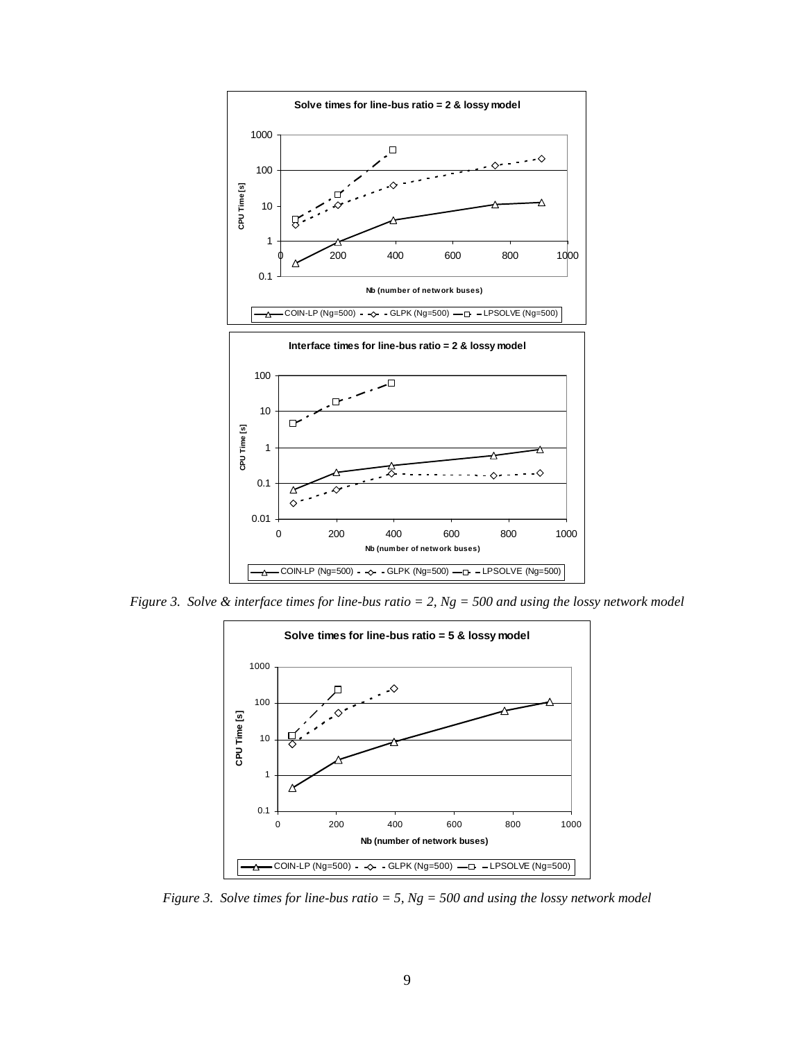*Figure 3. Solve & interface times for line-bus ratio = 2, Ng = 500 and using the lossy network model*

*Figure 3. Solve times for line-bus ratio = 5, Ng = 500 and using the lossy network model*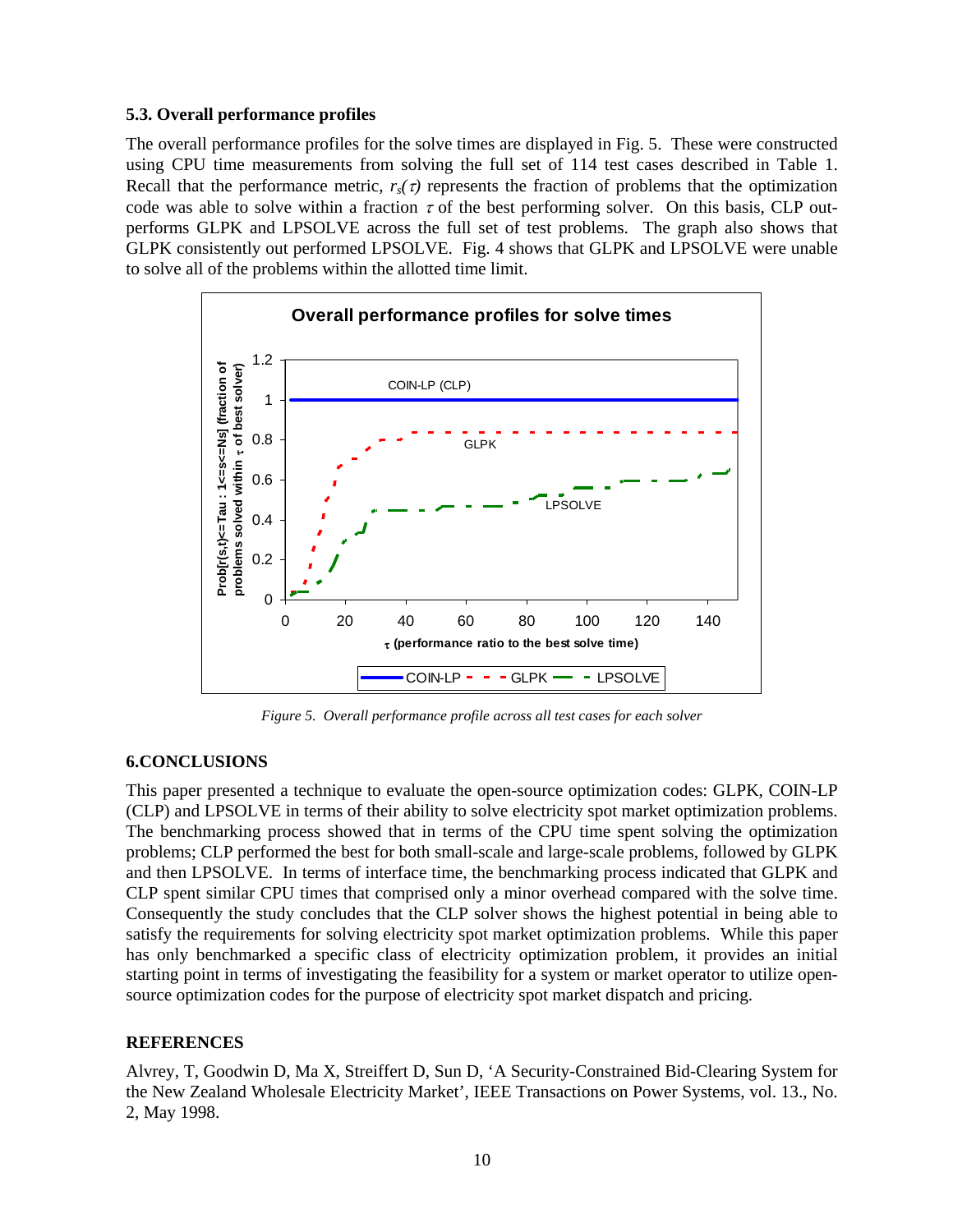### 5.3. Overall performance profiles

The overall performance profiles for the solve times are displayed in Fig. 5. These were constructed using CPU time measurements from solving the full set of 114 test cases described in Table 1. Recall that the performance metric, $r_s(\tau)$ represents the fraction of problems that the optimization code was able to solve within a fraction $\tau$ of the best performing solver. On this basis, CLP out-performs GLPK and LPSOLVE across the full set of test problems. The graph also shows that GLPK consistently out performed LPSOLVE. Fig. 4 shows that GLPK and LPSOLVE were unable to solve all of the problems within the allotted time limit.

*Figure 5. Overall performance profile across all test cases for each solver*

## 6.CONCLUSIONS

This paper presented a technique to evaluate the open-source optimization codes: GLPK, COIN-LP (CLP) and LPSOLVE in terms of their ability to solve electricity spot market optimization problems. The benchmarking process showed that in terms of the CPU time spent solving the optimization problems; CLP performed the best for both small-scale and large-scale problems, followed by GLPK and then LPSOLVE. In terms of interface time, the benchmarking process indicated that GLPK and CLP spent similar CPU times that comprised only a minor overhead compared with the solve time. Consequently the study concludes that the CLP solver shows the highest potential in being able to satisfy the requirements for solving electricity spot market optimization problems. While this paper has only benchmarked a specific class of electricity optimization problem, it provides an initial starting point in terms of investigating the feasibility for a system or market operator to utilize open-source optimization codes for the purpose of electricity spot market dispatch and pricing.

## REFERENCES

Alvrey, T, Goodwin D, Ma X, Streiffert D, Sun D, 'A Security-Constrained Bid-Clearing System for the New Zealand Wholesale Electricity Market', IEEE Transactions on Power Systems, vol. 13., No. 2, May 1998.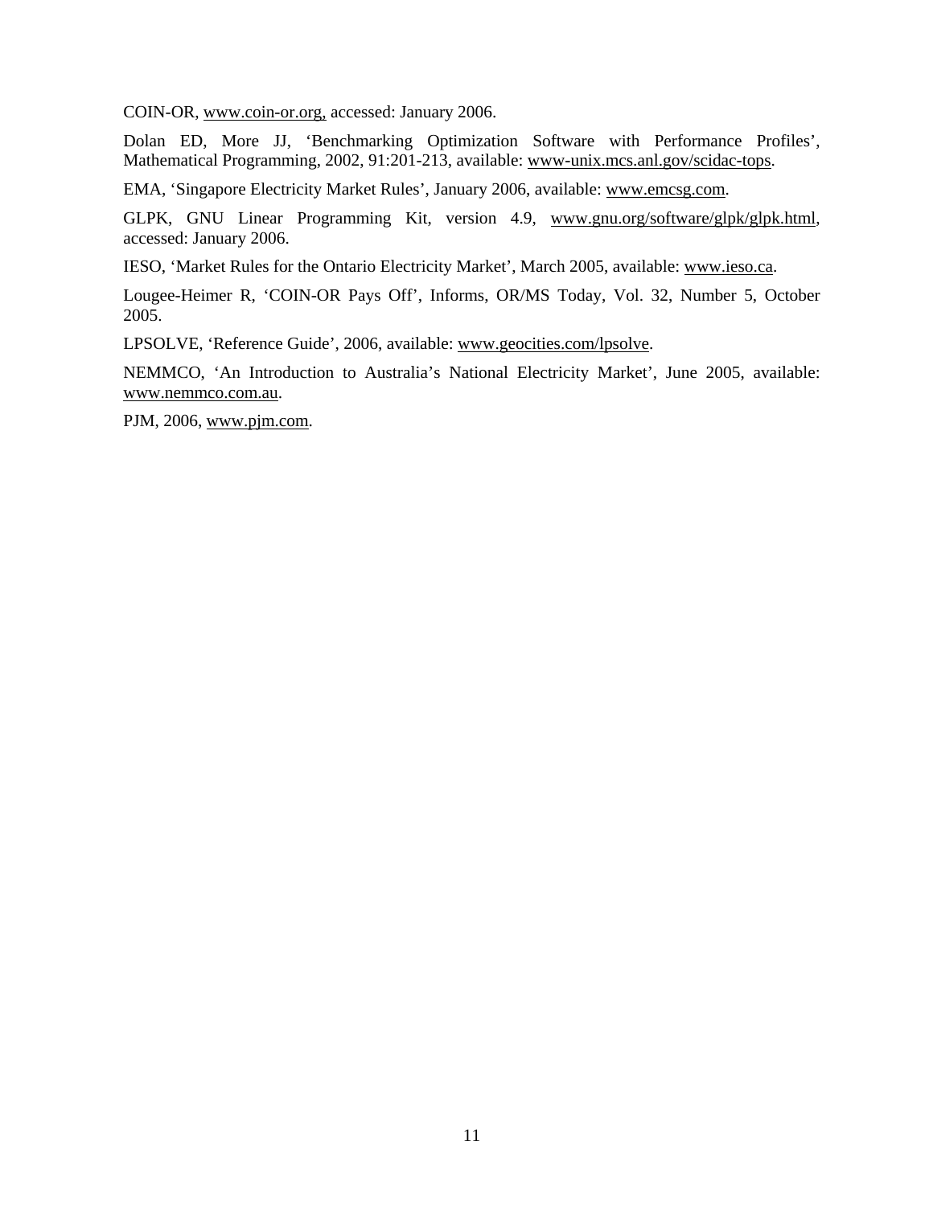COIN-OR, www.coin-or.org, accessed: January 2006.

Dolan ED, More JJ, 'Benchmarking Optimization Software with Performance Profiles', Mathematical Programming, 2002, 91:201-213, available: www-unix.mcs.anl.gov/scidac-tops.

EMA, 'Singapore Electricity Market Rules', January 2006, available: www.emcsg.com.

GLPK, GNU Linear Programming Kit, version 4.9, www.gnu.org/software/glpk/glpk.html, accessed: January 2006.

IESO, 'Market Rules for the Ontario Electricity Market', March 2005, available: www.ieso.ca.

Lougee-Heimer R, 'COIN-OR Pays Off', Informs, OR/MS Today, Vol. 32, Number 5, October 2005.

LPSOLVE, 'Reference Guide', 2006, available: www.geocities.com/lpsolve.

NEMMCO, 'An Introduction to Australia's National Electricity Market', June 2005, available: www.nemmco.com.au.

PJM, 2006, www.pjm.com.